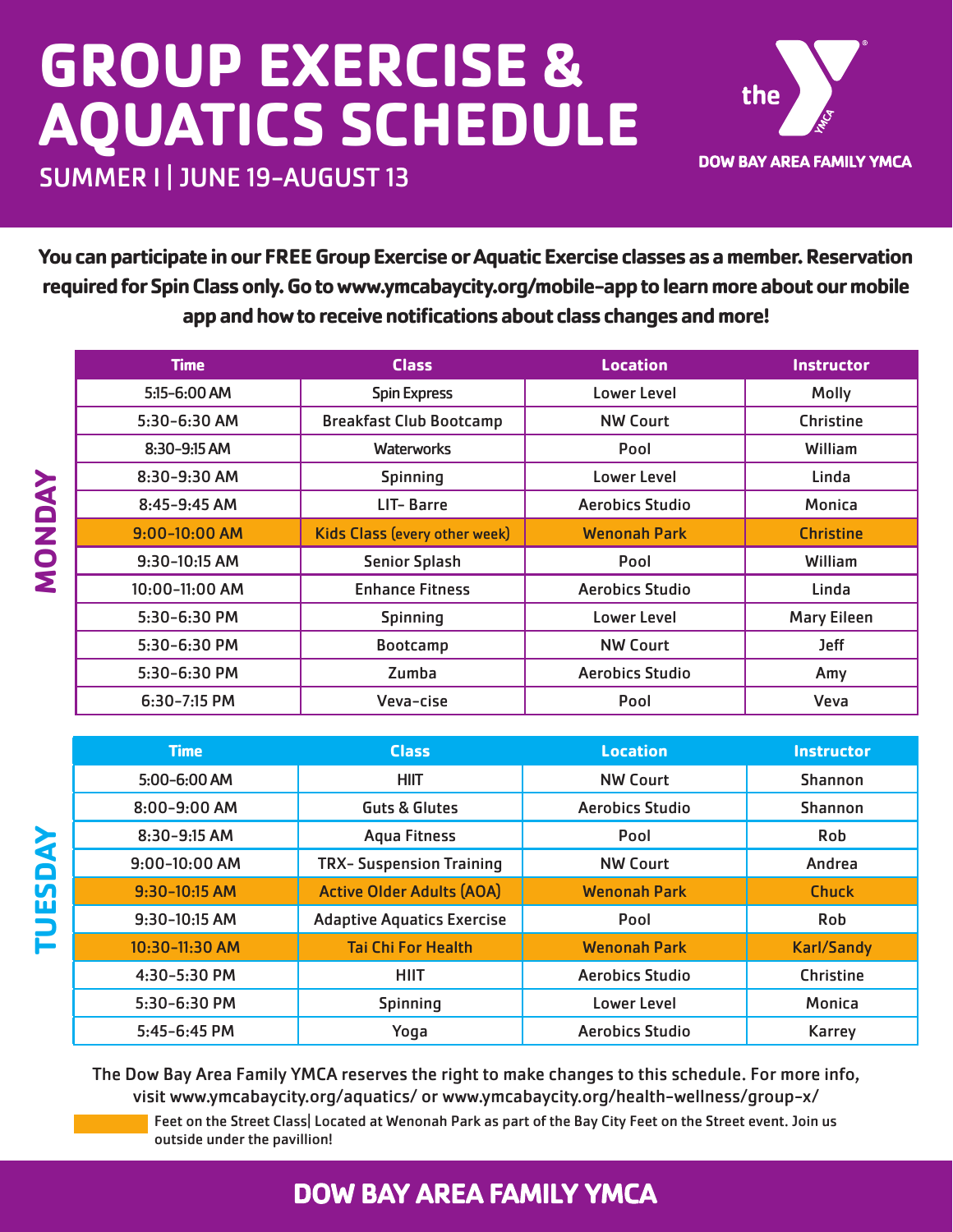# GROUP EXERCISE & AQUATICS SCHEDULE

## SUMMER I | JUNE 19-AUGUST 13

the YMCA

DOW BAY AREA FAMILY YMCA

**You can participate in our FREE Group Exercise or Aquatic Exercise classes as a member. Reservation required for Spin Class only. Go to www.ymcabaycity.org/mobile-app to learn more about our mobile app and how to receive notifications about class changes and more!**

### MONDAY

| Time | Class | Location | Instructor |
|---|---|---|---|
| 5:15-6:00 AM | Spin Express | Lower Level | Molly |
| 5:30-6:30 AM | Breakfast Club Bootcamp | NW Court | Christine |
| 8:30-9:15 AM | Waterworks | Pool | William |
| 8:30-9:30 AM | Spinning | Lower Level | Linda |
| 8:45-9:45 AM | LIT- Barre | Aerobics Studio | Monica |
| 9:00-10:00 AM | Kids Class (every other week) | Wenonah Park | Christine |
| 9:30-10:15 AM | Senior Splash | Pool | William |
| 10:00-11:00 AM | Enhance Fitness | Aerobics Studio | Linda |
| 5:30-6:30 PM | Spinning | Lower Level | Mary Eileen |
| 5:30-6:30 PM | Bootcamp | NW Court | Jeff |
| 5:30-6:30 PM | Zumba | Aerobics Studio | Amy |
| 6:30-7:15 PM | Veva-cise | Pool | Veva |

### TUESDAY

| Time | Class | Location | Instructor |
|---|---|---|---|
| 5:00-6:00 AM | HIIT | NW Court | Shannon |
| 8:00-9:00 AM | Guts & Glutes | Aerobics Studio | Shannon |
| 8:30-9:15 AM | Aqua Fitness | Pool | Rob |
| 9:00-10:00 AM | TRX- Suspension Training | NW Court | Andrea |
| 9:30-10:15 AM | Active Older Adults (AOA) | Wenonah Park | Chuck |
| 9:30-10:15 AM | Adaptive Aquatics Exercise | Pool | Rob |
| 10:30-11:30 AM | Tai Chi For Health | Wenonah Park | Karl/Sandy |
| 4:30-5:30 PM | HIIT | Aerobics Studio | Christine |
| 5:30-6:30 PM | Spinning | Lower Level | Monica |
| 5:45-6:45 PM | Yoga | Aerobics Studio | Karrey |

The Dow Bay Area Family YMCA reserves the right to make changes to this schedule. For more info, visit www.ymcabaycity.org/aquatics/ or www.ymcabaycity.org/health-wellness/group-x/

Feet on the Street Class| Located at Wenonah Park as part of the Bay City Feet on the Street event. Join us outside under the pavillion!

**DOW BAY AREA FAMILY YMCA**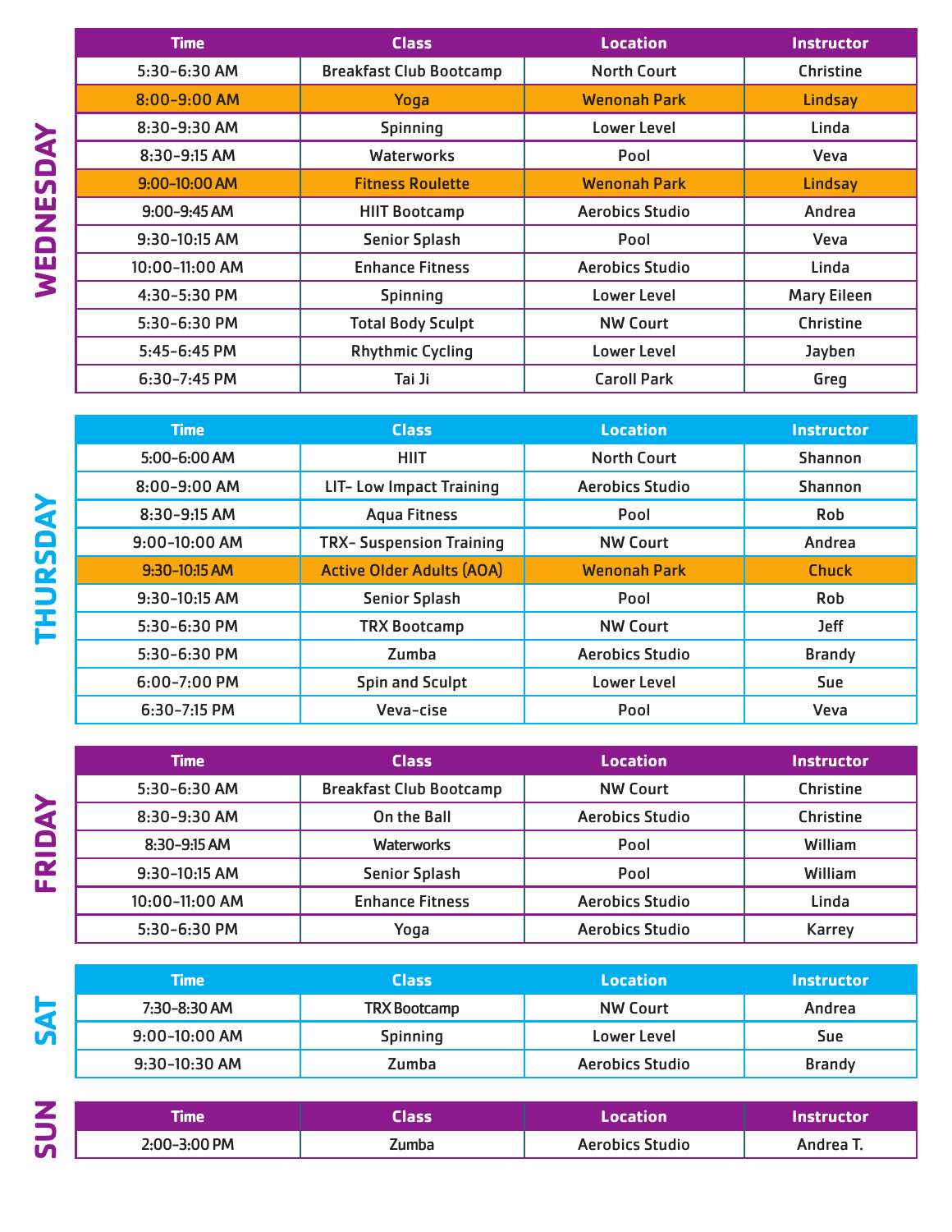## WEDNESDAY

| Time | Class | Location | Instructor |
|---|---|---|---|
| 5:30-6:30 AM | Breakfast Club Bootcamp | North Court | Christine |
| 8:00-9:00 AM | Yoga | Wenonah Park | Lindsay |
| 8:30-9:30 AM | Spinning | Lower Level | Linda |
| 8:30-9:15 AM | Waterworks | Pool | Veva |
| 9:00-10:00 AM | Fitness Roulette | Wenonah Park | Lindsay |
| 9:00-9:45 AM | HIIT Bootcamp | Aerobics Studio | Andrea |
| 9:30-10:15 AM | Senior Splash | Pool | Veva |
| 10:00-11:00 AM | Enhance Fitness | Aerobics Studio | Linda |
| 4:30-5:30 PM | Spinning | Lower Level | Mary Eileen |
| 5:30-6:30 PM | Total Body Sculpt | NW Court | Christine |
| 5:45-6:45 PM | Rhythmic Cycling | Lower Level | Jayben |
| 6:30-7:45 PM | Tai Ji | Caroll Park | Greg |

## THURSDAY

| Time | Class | Location | Instructor |
|---|---|---|---|
| 5:00-6:00 AM | HIIT | North Court | Shannon |
| 8:00-9:00 AM | LIT- Low Impact Training | Aerobics Studio | Shannon |
| 8:30-9:15 AM | Aqua Fitness | Pool | Rob |
| 9:00-10:00 AM | TRX- Suspension Training | NW Court | Andrea |
| 9:30-10:15 AM | Active Older Adults (AOA) | Wenonah Park | Chuck |
| 9:30-10:15 AM | Senior Splash | Pool | Rob |
| 5:30-6:30 PM | TRX Bootcamp | NW Court | Jeff |
| 5:30-6:30 PM | Zumba | Aerobics Studio | Brandy |
| 6:00-7:00 PM | Spin and Sculpt | Lower Level | Sue |
| 6:30-7:15 PM | Veva-cise | Pool | Veva |

## FRIDAY

| Time | Class | Location | Instructor |
|---|---|---|---|
| 5:30-6:30 AM | Breakfast Club Bootcamp | NW Court | Christine |
| 8:30-9:30 AM | On the Ball | Aerobics Studio | Christine |
| 8:30-9:15 AM | Waterworks | Pool | William |
| 9:30-10:15 AM | Senior Splash | Pool | William |
| 10:00-11:00 AM | Enhance Fitness | Aerobics Studio | Linda |
| 5:30-6:30 PM | Yoga | Aerobics Studio | Karrey |

## SAT

| Time | Class | Location | Instructor |
|---|---|---|---|
| 7:30-8:30 AM | TRX Bootcamp | NW Court | Andrea |
| 9:00-10:00 AM | Spinning | Lower Level | Sue |
| 9:30-10:30 AM | Zumba | Aerobics Studio | Brandy |

## SUN

| Time | Class | Location | Instructor |
|---|---|---|---|
| 2:00-3:00 PM | Zumba | Aerobics Studio | Andrea T. |